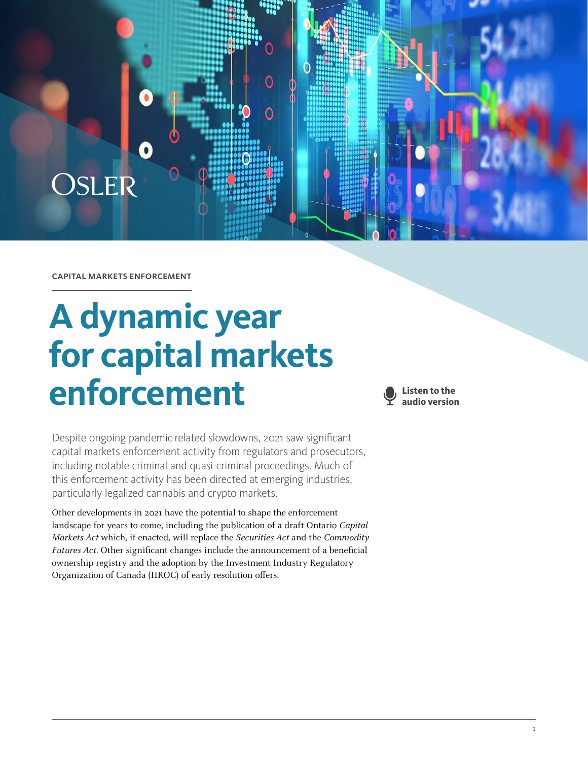OSLER

CAPITAL MARKETS ENFORCEMENT

# A dynamic year for capital markets enforcement

**Listen to the audio version**

Despite ongoing pandemic-related slowdowns, 2021 saw significant capital markets enforcement activity from regulators and prosecutors, including notable criminal and quasi-criminal proceedings. Much of this enforcement activity has been directed at emerging industries, particularly legalized cannabis and crypto markets.

Other developments in 2021 have the potential to shape the enforcement landscape for years to come, including the publication of a draft Ontario *Capital Markets Act* which, if enacted, will replace the *Securities Act* and the *Commodity Futures Act*. Other significant changes include the announcement of a beneficial ownership registry and the adoption by the Investment Industry Regulatory Organization of Canada (IIROC) of early resolution offers.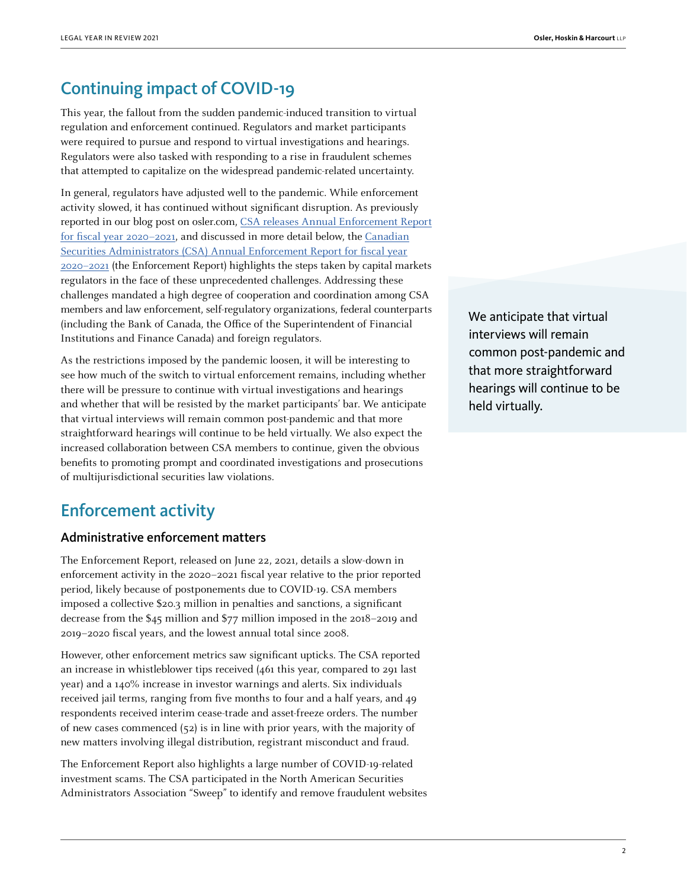## Continuing impact of COVID-19

This year, the fallout from the sudden pandemic-induced transition to virtual regulation and enforcement continued. Regulators and market participants were required to pursue and respond to virtual investigations and hearings. Regulators were also tasked with responding to a rise in fraudulent schemes that attempted to capitalize on the widespread pandemic-related uncertainty.

In general, regulators have adjusted well to the pandemic. While enforcement activity slowed, it has continued without significant disruption. As previously reported in our blog post on osler.com, [CSA releases Annual Enforcement Report for fiscal year 2020–2021], and discussed in more detail below, the [Canadian Securities Administrators (CSA) Annual Enforcement Report for fiscal year 2020–2021] (the Enforcement Report) highlights the steps taken by capital markets regulators in the face of these unprecedented challenges. Addressing these challenges mandated a high degree of cooperation and coordination among CSA members and law enforcement, self-regulatory organizations, federal counterparts (including the Bank of Canada, the Office of the Superintendent of Financial Institutions and Finance Canada) and foreign regulators.

As the restrictions imposed by the pandemic loosen, it will be interesting to see how much of the switch to virtual enforcement remains, including whether there will be pressure to continue with virtual investigations and hearings and whether that will be resisted by the market participants' bar. We anticipate that virtual interviews will remain common post-pandemic and that more straightforward hearings will continue to be held virtually. We also expect the increased collaboration between CSA members to continue, given the obvious benefits to promoting prompt and coordinated investigations and prosecutions of multijurisdictional securities law violations.

> We anticipate that virtual interviews will remain common post-pandemic and that more straightforward hearings will continue to be held virtually.

## Enforcement activity

### Administrative enforcement matters

The Enforcement Report, released on June 22, 2021, details a slow-down in enforcement activity in the 2020–2021 fiscal year relative to the prior reported period, likely because of postponements due to COVID-19. CSA members imposed a collective $20.3 million in penalties and sanctions, a significant decrease from the $45 million and $77 million imposed in the 2018–2019 and 2019–2020 fiscal years, and the lowest annual total since 2008.

However, other enforcement metrics saw significant upticks. The CSA reported an increase in whistleblower tips received (461 this year, compared to 291 last year) and a 140% increase in investor warnings and alerts. Six individuals received jail terms, ranging from five months to four and a half years, and 49 respondents received interim cease-trade and asset-freeze orders. The number of new cases commenced (52) is in line with prior years, with the majority of new matters involving illegal distribution, registrant misconduct and fraud.

The Enforcement Report also highlights a large number of COVID-19-related investment scams. The CSA participated in the North American Securities Administrators Association "Sweep" to identify and remove fraudulent websites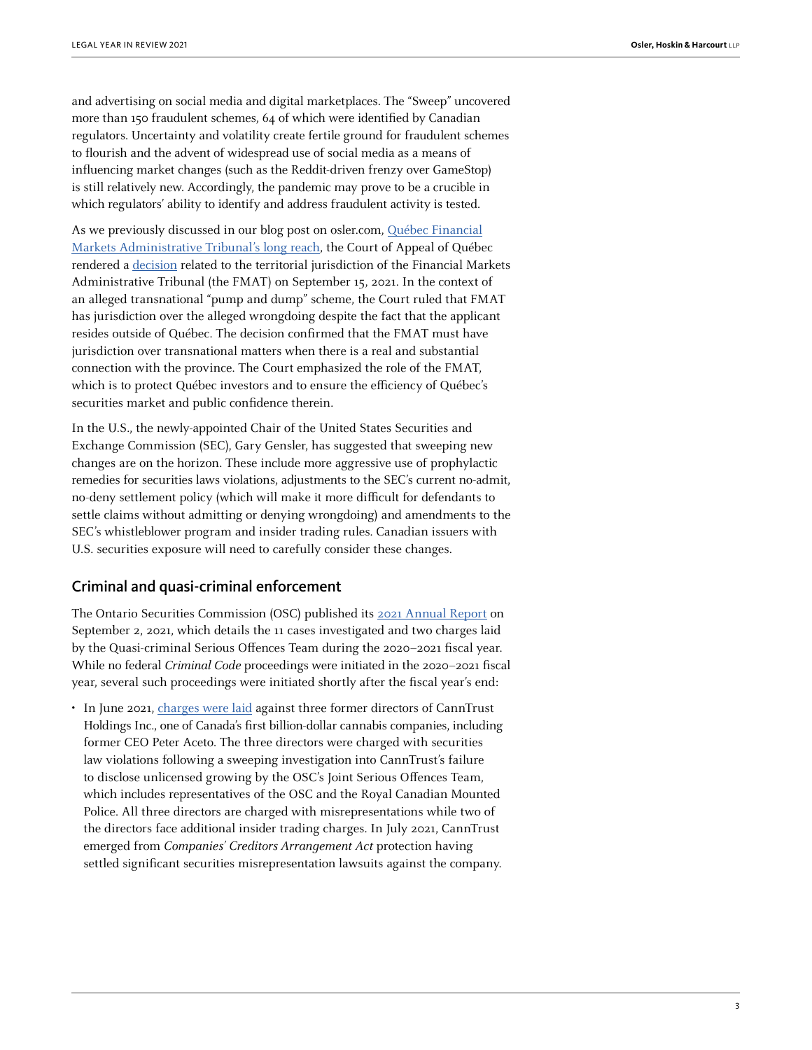and advertising on social media and digital marketplaces. The "Sweep" uncovered more than 150 fraudulent schemes, 64 of which were identified by Canadian regulators. Uncertainty and volatility create fertile ground for fraudulent schemes to flourish and the advent of widespread use of social media as a means of influencing market changes (such as the Reddit-driven frenzy over GameStop) is still relatively new. Accordingly, the pandemic may prove to be a crucible in which regulators' ability to identify and address fraudulent activity is tested.

As we previously discussed in our blog post on osler.com, Québec Financial Markets Administrative Tribunal's long reach, the Court of Appeal of Québec rendered a decision related to the territorial jurisdiction of the Financial Markets Administrative Tribunal (the FMAT) on September 15, 2021. In the context of an alleged transnational "pump and dump" scheme, the Court ruled that FMAT has jurisdiction over the alleged wrongdoing despite the fact that the applicant resides outside of Québec. The decision confirmed that the FMAT must have jurisdiction over transnational matters when there is a real and substantial connection with the province. The Court emphasized the role of the FMAT, which is to protect Québec investors and to ensure the efficiency of Québec's securities market and public confidence therein.

In the U.S., the newly-appointed Chair of the United States Securities and Exchange Commission (SEC), Gary Gensler, has suggested that sweeping new changes are on the horizon. These include more aggressive use of prophylactic remedies for securities laws violations, adjustments to the SEC's current no-admit, no-deny settlement policy (which will make it more difficult for defendants to settle claims without admitting or denying wrongdoing) and amendments to the SEC's whistleblower program and insider trading rules. Canadian issuers with U.S. securities exposure will need to carefully consider these changes.

## Criminal and quasi-criminal enforcement

The Ontario Securities Commission (OSC) published its 2021 Annual Report on September 2, 2021, which details the 11 cases investigated and two charges laid by the Quasi-criminal Serious Offences Team during the 2020–2021 fiscal year. While no federal *Criminal Code* proceedings were initiated in the 2020–2021 fiscal year, several such proceedings were initiated shortly after the fiscal year's end:

- In June 2021, charges were laid against three former directors of CannTrust Holdings Inc., one of Canada's first billion-dollar cannabis companies, including former CEO Peter Aceto. The three directors were charged with securities law violations following a sweeping investigation into CannTrust's failure to disclose unlicensed growing by the OSC's Joint Serious Offences Team, which includes representatives of the OSC and the Royal Canadian Mounted Police. All three directors are charged with misrepresentations while two of the directors face additional insider trading charges. In July 2021, CannTrust emerged from *Companies' Creditors Arrangement Act* protection having settled significant securities misrepresentation lawsuits against the company.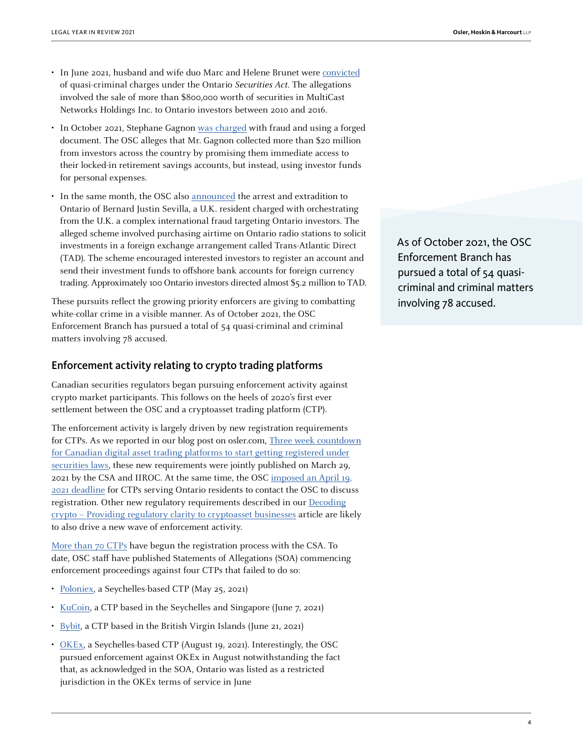- In June 2021, husband and wife duo Marc and Helene Brunet were convicted of quasi-criminal charges under the Ontario *Securities Act*. The allegations involved the sale of more than $800,000 worth of securities in MultiCast Networks Holdings Inc. to Ontario investors between 2010 and 2016.
- In October 2021, Stephane Gagnon was charged with fraud and using a forged document. The OSC alleges that Mr. Gagnon collected more than $20 million from investors across the country by promising them immediate access to their locked-in retirement savings accounts, but instead, using investor funds for personal expenses.
- In the same month, the OSC also announced the arrest and extradition to Ontario of Bernard Justin Sevilla, a U.K. resident charged with orchestrating from the U.K. a complex international fraud targeting Ontario investors. The alleged scheme involved purchasing airtime on Ontario radio stations to solicit investments in a foreign exchange arrangement called Trans-Atlantic Direct (TAD). The scheme encouraged interested investors to register an account and send their investment funds to offshore bank accounts for foreign currency trading. Approximately 100 Ontario investors directed almost $5.2 million to TAD.

These pursuits reflect the growing priority enforcers are giving to combatting white-collar crime in a visible manner. As of October 2021, the OSC Enforcement Branch has pursued a total of 54 quasi-criminal and criminal matters involving 78 accused.

> As of October 2021, the OSC Enforcement Branch has pursued a total of 54 quasi-criminal and criminal matters involving 78 accused.

## Enforcement activity relating to crypto trading platforms

Canadian securities regulators began pursuing enforcement activity against crypto market participants. This follows on the heels of 2020's first ever settlement between the OSC and a cryptoasset trading platform (CTP).

The enforcement activity is largely driven by new registration requirements for CTPs. As we reported in our blog post on osler.com, Three week countdown for Canadian digital asset trading platforms to start getting registered under securities laws, these new requirements were jointly published on March 29, 2021 by the CSA and IIROC. At the same time, the OSC imposed an April 19, 2021 deadline for CTPs serving Ontario residents to contact the OSC to discuss registration. Other new regulatory requirements described in our Decoding crypto – Providing regulatory clarity to cryptoasset businesses article are likely to also drive a new wave of enforcement activity.

More than 70 CTPs have begun the registration process with the CSA. To date, OSC staff have published Statements of Allegations (SOA) commencing enforcement proceedings against four CTPs that failed to do so:

- Poloniex, a Seychelles-based CTP (May 25, 2021)
- KuCoin, a CTP based in the Seychelles and Singapore (June 7, 2021)
- Bybit, a CTP based in the British Virgin Islands (June 21, 2021)
- OKEx, a Seychelles-based CTP (August 19, 2021). Interestingly, the OSC pursued enforcement against OKEx in August notwithstanding the fact that, as acknowledged in the SOA, Ontario was listed as a restricted jurisdiction in the OKEx terms of service in June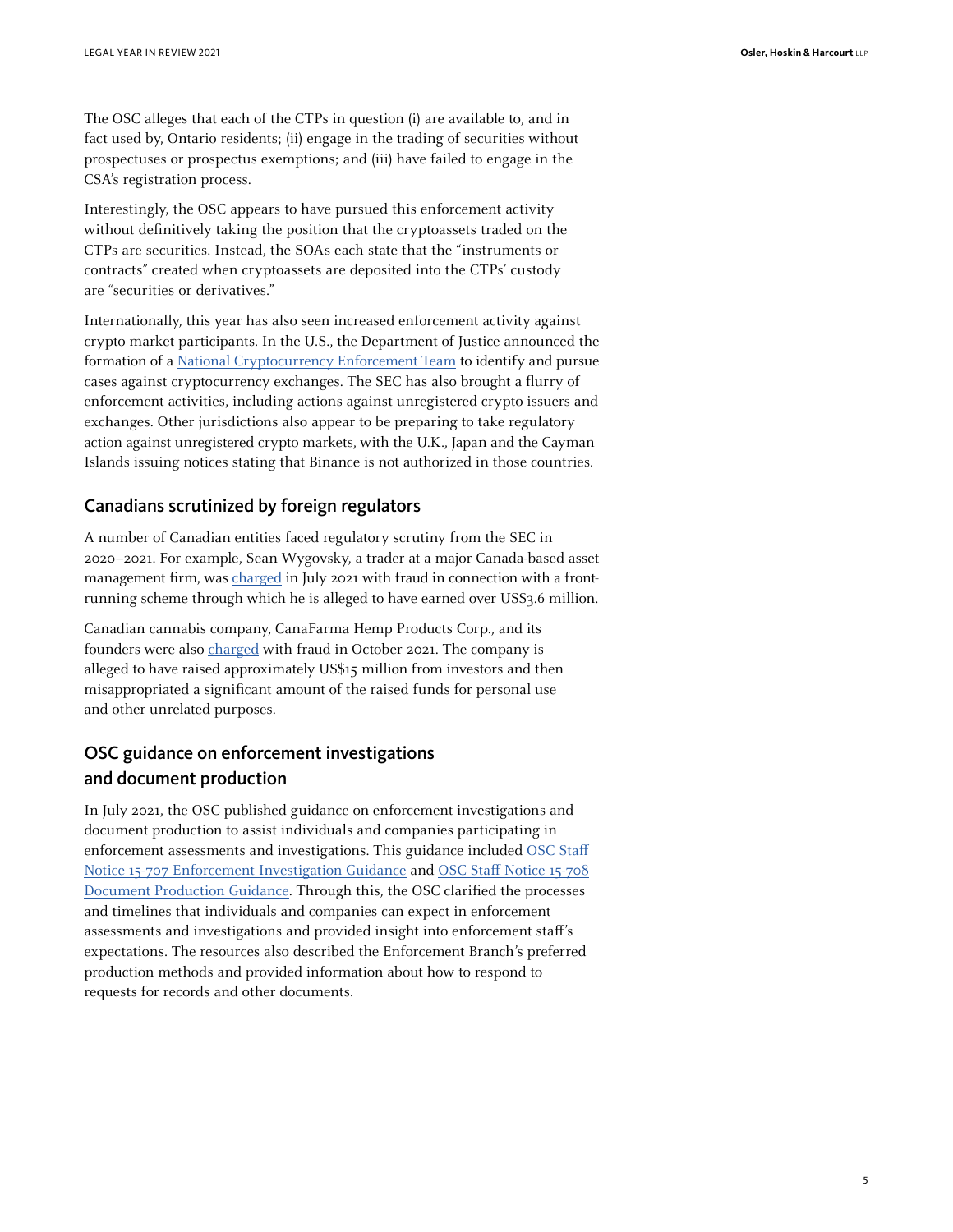The OSC alleges that each of the CTPs in question (i) are available to, and in fact used by, Ontario residents; (ii) engage in the trading of securities without prospectuses or prospectus exemptions; and (iii) have failed to engage in the CSA's registration process.

Interestingly, the OSC appears to have pursued this enforcement activity without definitively taking the position that the cryptoassets traded on the CTPs are securities. Instead, the SOAs each state that the "instruments or contracts" created when cryptoassets are deposited into the CTPs' custody are "securities or derivatives."

Internationally, this year has also seen increased enforcement activity against crypto market participants. In the U.S., the Department of Justice announced the formation of a National Cryptocurrency Enforcement Team to identify and pursue cases against cryptocurrency exchanges. The SEC has also brought a flurry of enforcement activities, including actions against unregistered crypto issuers and exchanges. Other jurisdictions also appear to be preparing to take regulatory action against unregistered crypto markets, with the U.K., Japan and the Cayman Islands issuing notices stating that Binance is not authorized in those countries.

## Canadians scrutinized by foreign regulators

A number of Canadian entities faced regulatory scrutiny from the SEC in 2020–2021. For example, Sean Wygovsky, a trader at a major Canada-based asset management firm, was charged in July 2021 with fraud in connection with a front-running scheme through which he is alleged to have earned over US$3.6 million.

Canadian cannabis company, CanaFarma Hemp Products Corp., and its founders were also charged with fraud in October 2021. The company is alleged to have raised approximately US$15 million from investors and then misappropriated a significant amount of the raised funds for personal use and other unrelated purposes.

## OSC guidance on enforcement investigations and document production

In July 2021, the OSC published guidance on enforcement investigations and document production to assist individuals and companies participating in enforcement assessments and investigations. This guidance included OSC Staff Notice 15-707 Enforcement Investigation Guidance and OSC Staff Notice 15-708 Document Production Guidance. Through this, the OSC clarified the processes and timelines that individuals and companies can expect in enforcement assessments and investigations and provided insight into enforcement staff's expectations. The resources also described the Enforcement Branch's preferred production methods and provided information about how to respond to requests for records and other documents.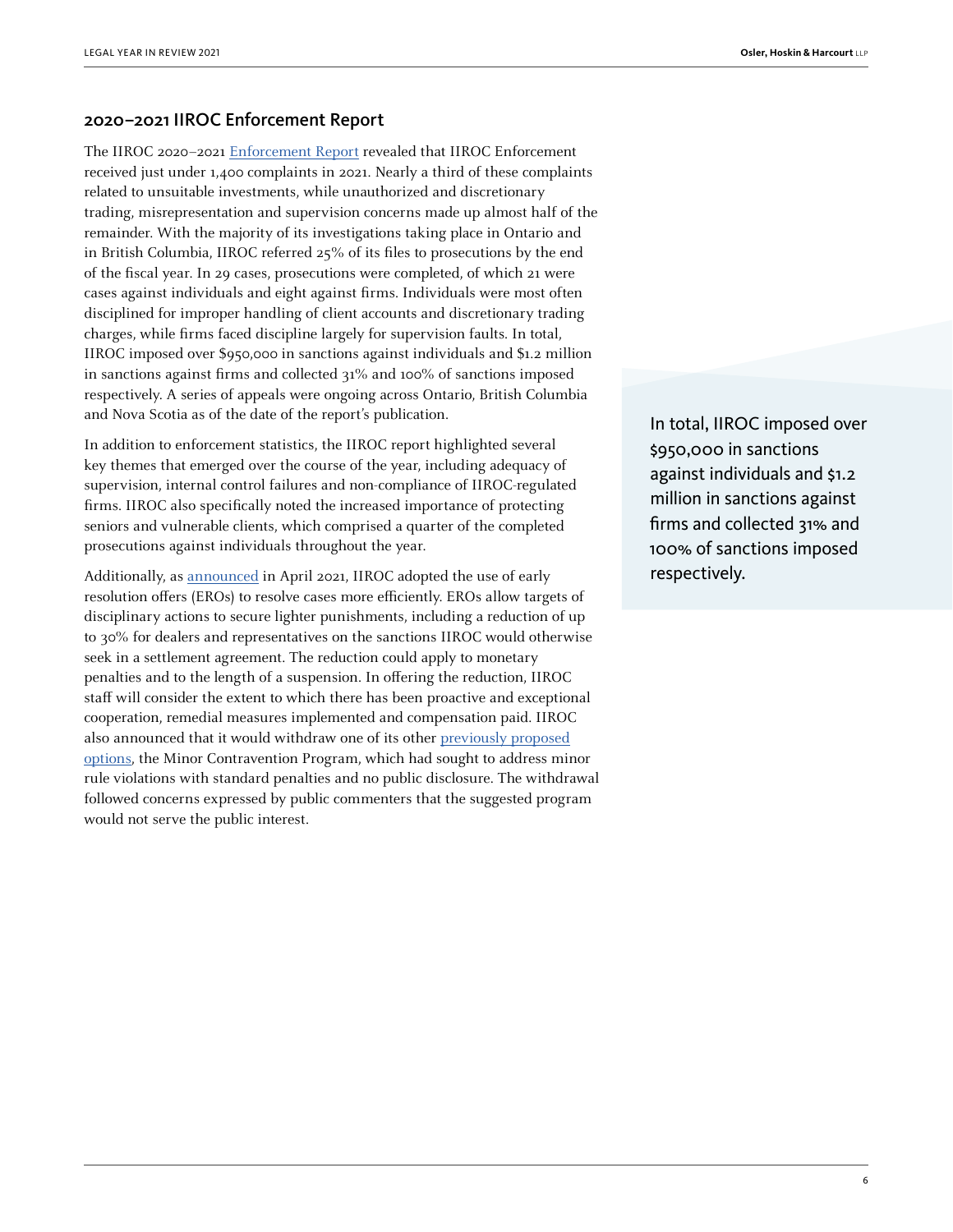## 2020–2021 IIROC Enforcement Report

The IIROC 2020–2021 Enforcement Report revealed that IIROC Enforcement received just under 1,400 complaints in 2021. Nearly a third of these complaints related to unsuitable investments, while unauthorized and discretionary trading, misrepresentation and supervision concerns made up almost half of the remainder. With the majority of its investigations taking place in Ontario and in British Columbia, IIROC referred 25% of its files to prosecutions by the end of the fiscal year. In 29 cases, prosecutions were completed, of which 21 were cases against individuals and eight against firms. Individuals were most often disciplined for improper handling of client accounts and discretionary trading charges, while firms faced discipline largely for supervision faults. In total, IIROC imposed over $950,000 in sanctions against individuals and $1.2 million in sanctions against firms and collected 31% and 100% of sanctions imposed respectively. A series of appeals were ongoing across Ontario, British Columbia and Nova Scotia as of the date of the report's publication.

> In total, IIROC imposed over $950,000 in sanctions against individuals and $1.2 million in sanctions against firms and collected 31% and 100% of sanctions imposed respectively.

In addition to enforcement statistics, the IIROC report highlighted several key themes that emerged over the course of the year, including adequacy of supervision, internal control failures and non-compliance of IIROC-regulated firms. IIROC also specifically noted the increased importance of protecting seniors and vulnerable clients, which comprised a quarter of the completed prosecutions against individuals throughout the year.

Additionally, as announced in April 2021, IIROC adopted the use of early resolution offers (EROs) to resolve cases more efficiently. EROs allow targets of disciplinary actions to secure lighter punishments, including a reduction of up to 30% for dealers and representatives on the sanctions IIROC would otherwise seek in a settlement agreement. The reduction could apply to monetary penalties and to the length of a suspension. In offering the reduction, IIROC staff will consider the extent to which there has been proactive and exceptional cooperation, remedial measures implemented and compensation paid. IIROC also announced that it would withdraw one of its other previously proposed options, the Minor Contravention Program, which had sought to address minor rule violations with standard penalties and no public disclosure. The withdrawal followed concerns expressed by public commenters that the suggested program would not serve the public interest.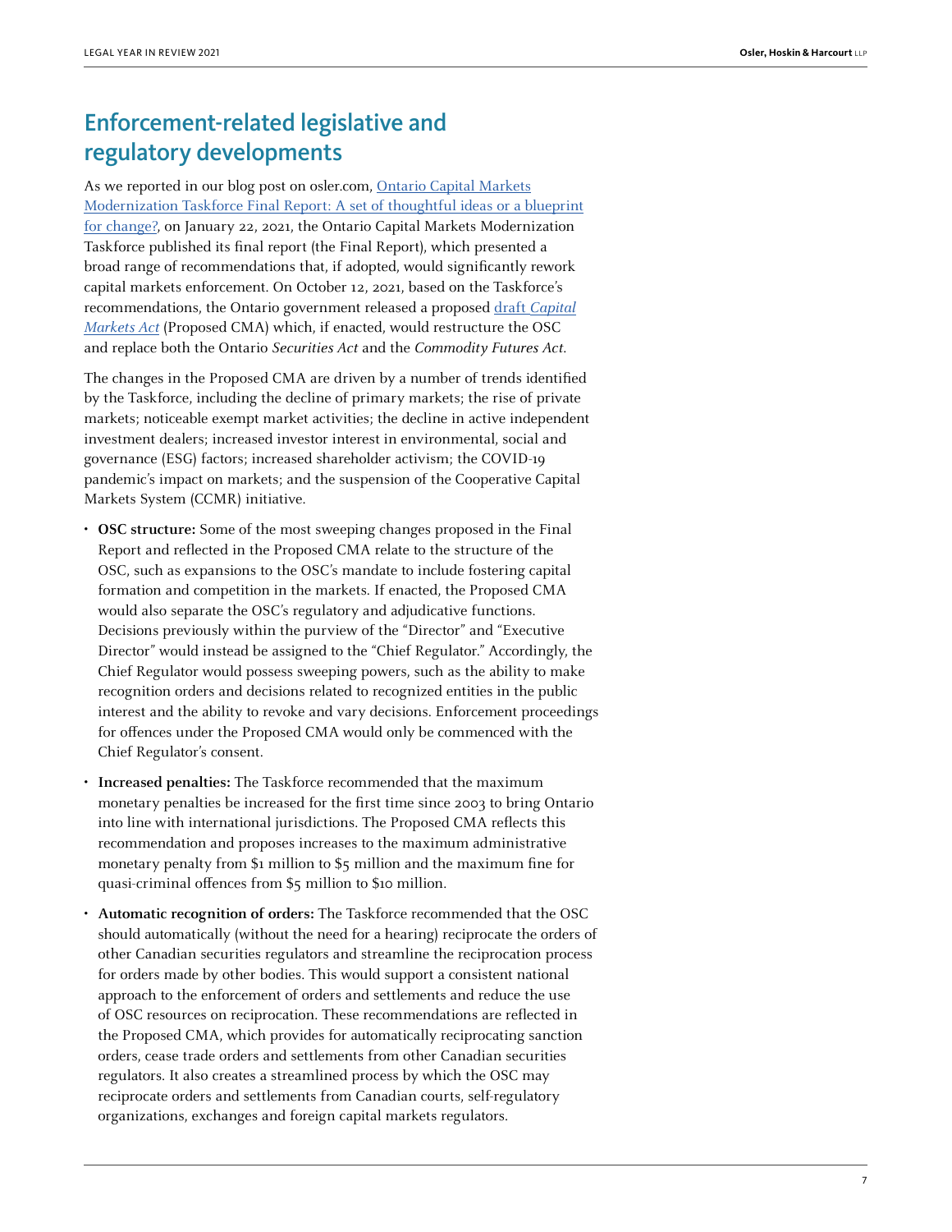## Enforcement-related legislative and regulatory developments

As we reported in our blog post on osler.com, [Ontario Capital Markets Modernization Taskforce Final Report: A set of thoughtful ideas or a blueprint for change?](), on January 22, 2021, the Ontario Capital Markets Modernization Taskforce published its final report (the Final Report), which presented a broad range of recommendations that, if adopted, would significantly rework capital markets enforcement. On October 12, 2021, based on the Taskforce's recommendations, the Ontario government released a proposed [draft *Capital Markets Act*]() (Proposed CMA) which, if enacted, would restructure the OSC and replace both the Ontario *Securities Act* and the *Commodity Futures Act*.

The changes in the Proposed CMA are driven by a number of trends identified by the Taskforce, including the decline of primary markets; the rise of private markets; noticeable exempt market activities; the decline in active independent investment dealers; increased investor interest in environmental, social and governance (ESG) factors; increased shareholder activism; the COVID-19 pandemic's impact on markets; and the suspension of the Cooperative Capital Markets System (CCMR) initiative.

- **OSC structure:** Some of the most sweeping changes proposed in the Final Report and reflected in the Proposed CMA relate to the structure of the OSC, such as expansions to the OSC's mandate to include fostering capital formation and competition in the markets. If enacted, the Proposed CMA would also separate the OSC's regulatory and adjudicative functions. Decisions previously within the purview of the "Director" and "Executive Director" would instead be assigned to the "Chief Regulator." Accordingly, the Chief Regulator would possess sweeping powers, such as the ability to make recognition orders and decisions related to recognized entities in the public interest and the ability to revoke and vary decisions. Enforcement proceedings for offences under the Proposed CMA would only be commenced with the Chief Regulator's consent.
- **Increased penalties:** The Taskforce recommended that the maximum monetary penalties be increased for the first time since 2003 to bring Ontario into line with international jurisdictions. The Proposed CMA reflects this recommendation and proposes increases to the maximum administrative monetary penalty from $1 million to $5 million and the maximum fine for quasi-criminal offences from $5 million to $10 million.
- **Automatic recognition of orders:** The Taskforce recommended that the OSC should automatically (without the need for a hearing) reciprocate the orders of other Canadian securities regulators and streamline the reciprocation process for orders made by other bodies. This would support a consistent national approach to the enforcement of orders and settlements and reduce the use of OSC resources on reciprocation. These recommendations are reflected in the Proposed CMA, which provides for automatically reciprocating sanction orders, cease trade orders and settlements from other Canadian securities regulators. It also creates a streamlined process by which the OSC may reciprocate orders and settlements from Canadian courts, self-regulatory organizations, exchanges and foreign capital markets regulators.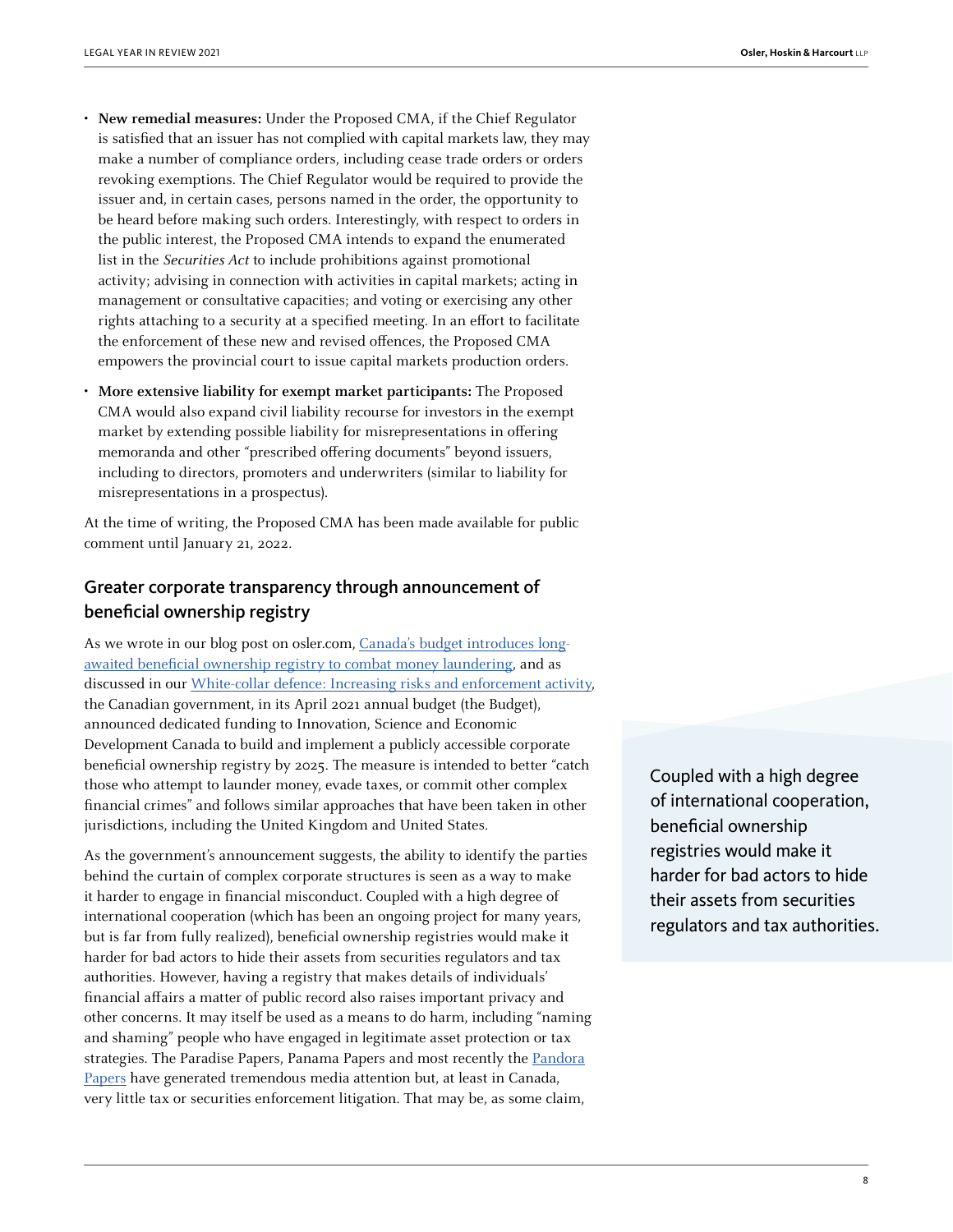- **New remedial measures:** Under the Proposed CMA, if the Chief Regulator is satisfied that an issuer has not complied with capital markets law, they may make a number of compliance orders, including cease trade orders or orders revoking exemptions. The Chief Regulator would be required to provide the issuer and, in certain cases, persons named in the order, the opportunity to be heard before making such orders. Interestingly, with respect to orders in the public interest, the Proposed CMA intends to expand the enumerated list in the *Securities Act* to include prohibitions against promotional activity; advising in connection with activities in capital markets; acting in management or consultative capacities; and voting or exercising any other rights attaching to a security at a specified meeting. In an effort to facilitate the enforcement of these new and revised offences, the Proposed CMA empowers the provincial court to issue capital markets production orders.
- **More extensive liability for exempt market participants:** The Proposed CMA would also expand civil liability recourse for investors in the exempt market by extending possible liability for misrepresentations in offering memoranda and other "prescribed offering documents" beyond issuers, including to directors, promoters and underwriters (similar to liability for misrepresentations in a prospectus).

At the time of writing, the Proposed CMA has been made available for public comment until January 21, 2022.

## Greater corporate transparency through announcement of beneficial ownership registry

As we wrote in our blog post on osler.com, Canada's budget introduces long-awaited beneficial ownership registry to combat money laundering, and as discussed in our White-collar defence: Increasing risks and enforcement activity, the Canadian government, in its April 2021 annual budget (the Budget), announced dedicated funding to Innovation, Science and Economic Development Canada to build and implement a publicly accessible corporate beneficial ownership registry by 2025. The measure is intended to better "catch those who attempt to launder money, evade taxes, or commit other complex financial crimes" and follows similar approaches that have been taken in other jurisdictions, including the United Kingdom and United States.

As the government's announcement suggests, the ability to identify the parties behind the curtain of complex corporate structures is seen as a way to make it harder to engage in financial misconduct. Coupled with a high degree of international cooperation (which has been an ongoing project for many years, but is far from fully realized), beneficial ownership registries would make it harder for bad actors to hide their assets from securities regulators and tax authorities. However, having a registry that makes details of individuals' financial affairs a matter of public record also raises important privacy and other concerns. It may itself be used as a means to do harm, including "naming and shaming" people who have engaged in legitimate asset protection or tax strategies. The Paradise Papers, Panama Papers and most recently the Pandora Papers have generated tremendous media attention but, at least in Canada, very little tax or securities enforcement litigation. That may be, as some claim,

> Coupled with a high degree of international cooperation, beneficial ownership registries would make it harder for bad actors to hide their assets from securities regulators and tax authorities.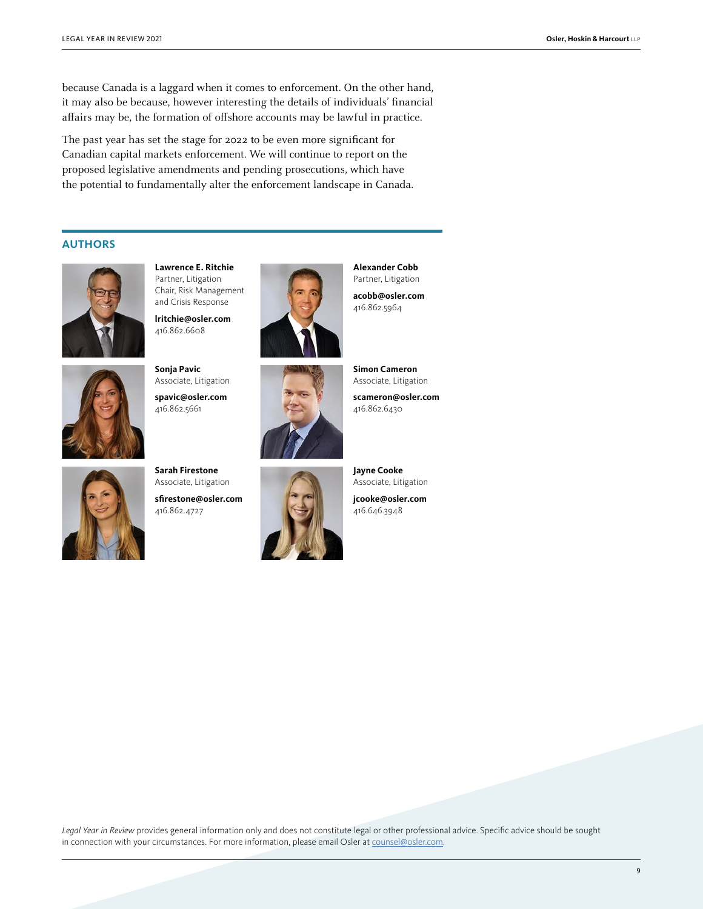because Canada is a laggard when it comes to enforcement. On the other hand, it may also be because, however interesting the details of individuals' financial affairs may be, the formation of offshore accounts may be lawful in practice.

The past year has set the stage for 2022 to be even more significant for Canadian capital markets enforcement. We will continue to report on the proposed legislative amendments and pending prosecutions, which have the potential to fundamentally alter the enforcement landscape in Canada.

## AUTHORS

**Lawrence E. Ritchie**
Partner, Litigation
Chair, Risk Management and Crisis Response

**lritchie@osler.com**
416.862.6608

**Alexander Cobb**
Partner, Litigation

**acobb@osler.com**
416.862.5964

**Sonja Pavic**
Associate, Litigation

**spavic@osler.com**
416.862.5661

**Simon Cameron**
Associate, Litigation

**scameron@osler.com**
416.862.6430

**Sarah Firestone**
Associate, Litigation

**sfirestone@osler.com**
416.862.4727

**Jayne Cooke**
Associate, Litigation

**jcooke@osler.com**
416.646.3948

*Legal Year in Review* provides general information only and does not constitute legal or other professional advice. Specific advice should be sought in connection with your circumstances. For more information, please email Osler at counsel@osler.com.